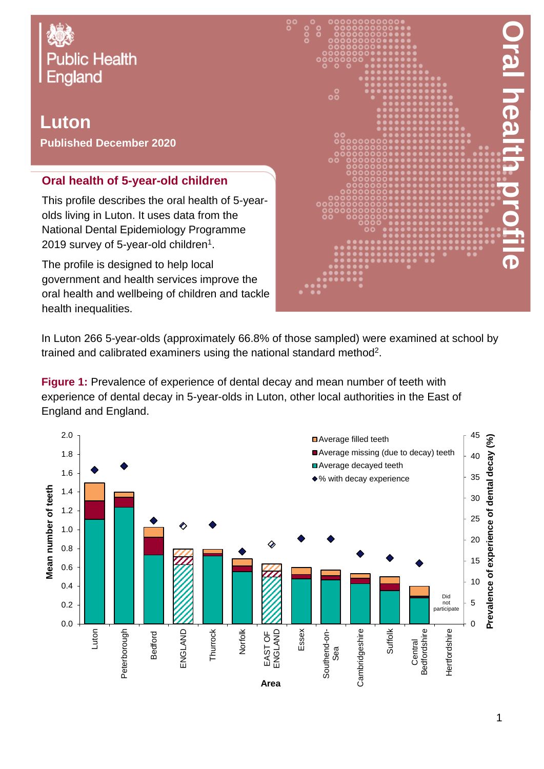Public Health England

# Luton

**Published December 2020**

# Oral health profile

## Oral health of 5-year-old children

This profile describes the oral health of 5-year-olds living in Luton. It uses data from the National Dental Epidemiology Programme 2019 survey of 5-year-old children[1].

The profile is designed to help local government and health services improve the oral health and wellbeing of children and tackle health inequalities.

In Luton 266 5-year-olds (approximately 66.8% of those sampled) were examined at school by trained and calibrated examiners using the national standard method[2].

**Figure 1:** Prevalence of experience of dental decay and mean number of teeth with experience of dental decay in 5-year-olds in Luton, other local authorities in the East of England and England.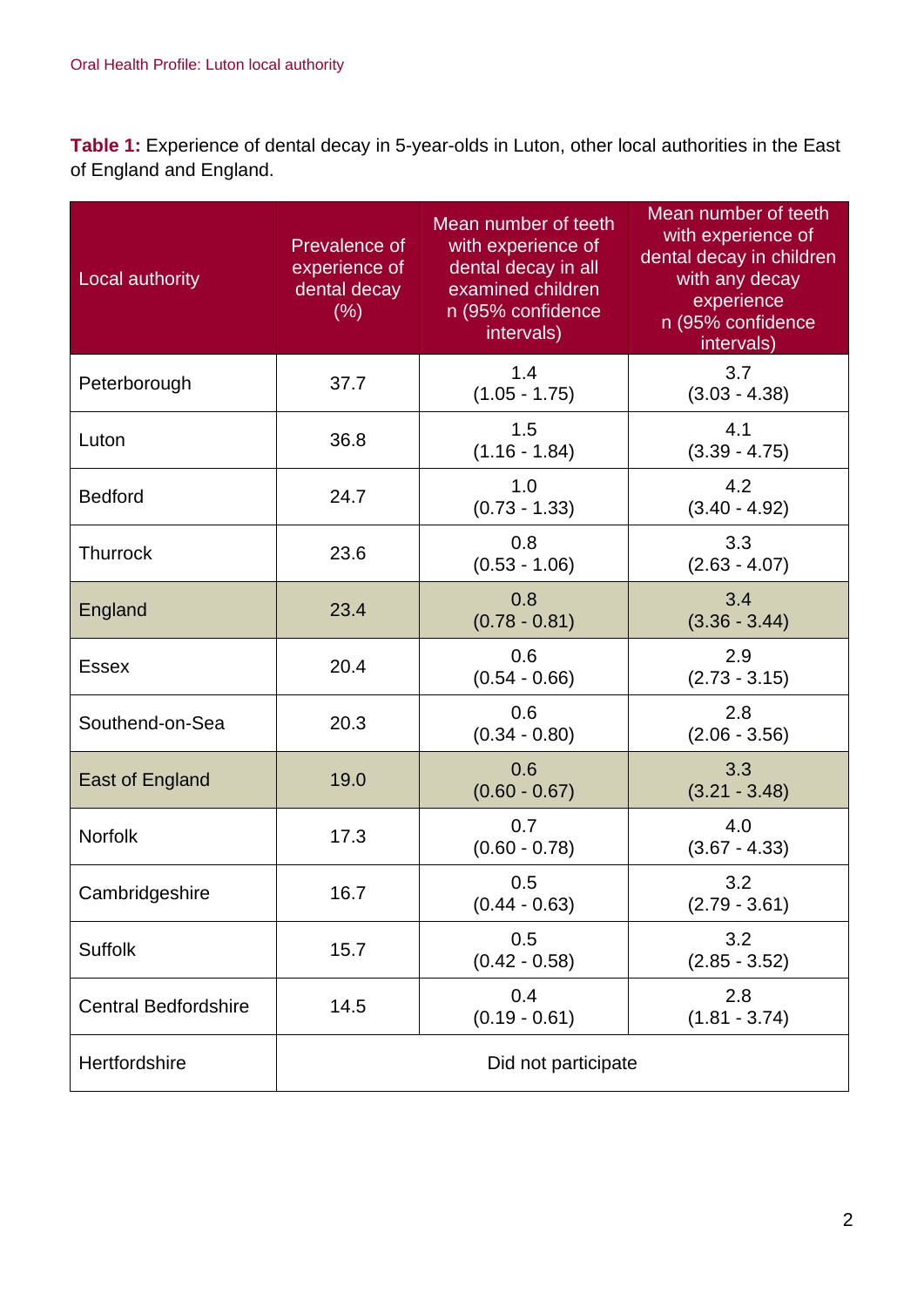**Table 1:** Experience of dental decay in 5-year-olds in Luton, other local authorities in the East of England and England.

| Local authority | Prevalence of experience of dental decay (%) | Mean number of teeth with experience of dental decay in all examined children n (95% confidence intervals) | Mean number of teeth with experience of dental decay in children with any decay experience n (95% confidence intervals) |
|---|---|---|---|
| Peterborough | 37.7 | 1.4 (1.05 - 1.75) | 3.7 (3.03 - 4.38) |
| Luton | 36.8 | 1.5 (1.16 - 1.84) | 4.1 (3.39 - 4.75) |
| Bedford | 24.7 | 1.0 (0.73 - 1.33) | 4.2 (3.40 - 4.92) |
| Thurrock | 23.6 | 0.8 (0.53 - 1.06) | 3.3 (2.63 - 4.07) |
| England | 23.4 | 0.8 (0.78 - 0.81) | 3.4 (3.36 - 3.44) |
| Essex | 20.4 | 0.6 (0.54 - 0.66) | 2.9 (2.73 - 3.15) |
| Southend-on-Sea | 20.3 | 0.6 (0.34 - 0.80) | 2.8 (2.06 - 3.56) |
| East of England | 19.0 | 0.6 (0.60 - 0.67) | 3.3 (3.21 - 3.48) |
| Norfolk | 17.3 | 0.7 (0.60 - 0.78) | 4.0 (3.67 - 4.33) |
| Cambridgeshire | 16.7 | 0.5 (0.44 - 0.63) | 3.2 (2.79 - 3.61) |
| Suffolk | 15.7 | 0.5 (0.42 - 0.58) | 3.2 (2.85 - 3.52) |
| Central Bedfordshire | 14.5 | 0.4 (0.19 - 0.61) | 2.8 (1.81 - 3.74) |
| Hertfordshire | Did not participate | | |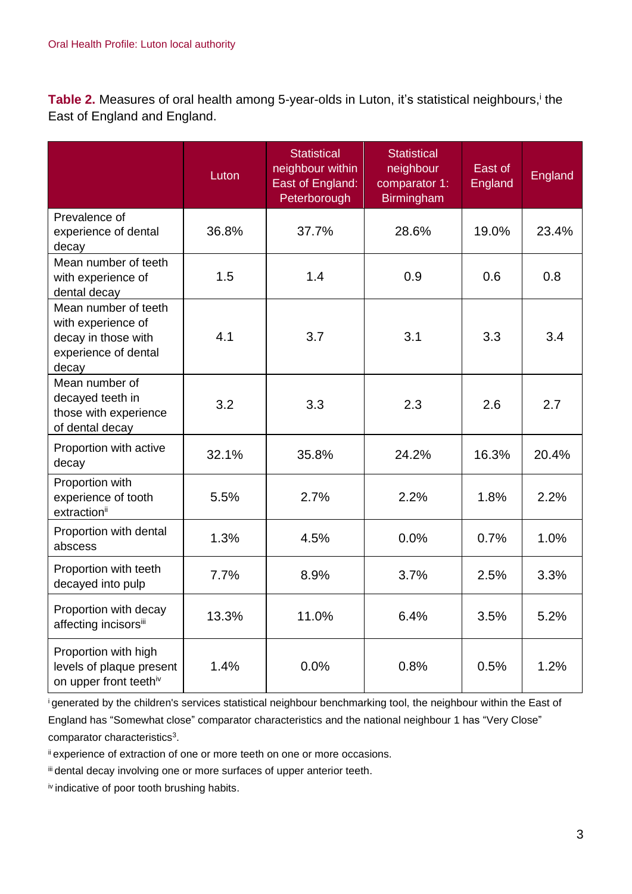**Table 2.** Measures of oral health among 5-year-olds in Luton, it's statistical neighbours,[i] the East of England and England.

| | Luton | Statistical neighbour within East of England: Peterborough | Statistical neighbour comparator 1: Birmingham | East of England | England |
|---|---|---|---|---|---|
| Prevalence of experience of dental decay | 36.8% | 37.7% | 28.6% | 19.0% | 23.4% |
| Mean number of teeth with experience of dental decay | 1.5 | 1.4 | 0.9 | 0.6 | 0.8 |
| Mean number of teeth with experience of decay in those with experience of dental decay | 4.1 | 3.7 | 3.1 | 3.3 | 3.4 |
| Mean number of decayed teeth in those with experience of dental decay | 3.2 | 3.3 | 2.3 | 2.6 | 2.7 |
| Proportion with active decay | 32.1% | 35.8% | 24.2% | 16.3% | 20.4% |
| Proportion with experience of tooth extraction[ii] | 5.5% | 2.7% | 2.2% | 1.8% | 2.2% |
| Proportion with dental abscess | 1.3% | 4.5% | 0.0% | 0.7% | 1.0% |
| Proportion with teeth decayed into pulp | 7.7% | 8.9% | 3.7% | 2.5% | 3.3% |
| Proportion with decay affecting incisors[iii] | 13.3% | 11.0% | 6.4% | 3.5% | 5.2% |
| Proportion with high levels of plaque present on upper front teeth[iv] | 1.4% | 0.0% | 0.8% | 0.5% | 1.2% |

[i] generated by the children's services statistical neighbour benchmarking tool, the neighbour within the East of England has "Somewhat close" comparator characteristics and the national neighbour 1 has "Very Close" comparator characteristics[3].

[ii] experience of extraction of one or more teeth on one or more occasions.

[iii] dental decay involving one or more surfaces of upper anterior teeth.

[iv] indicative of poor tooth brushing habits.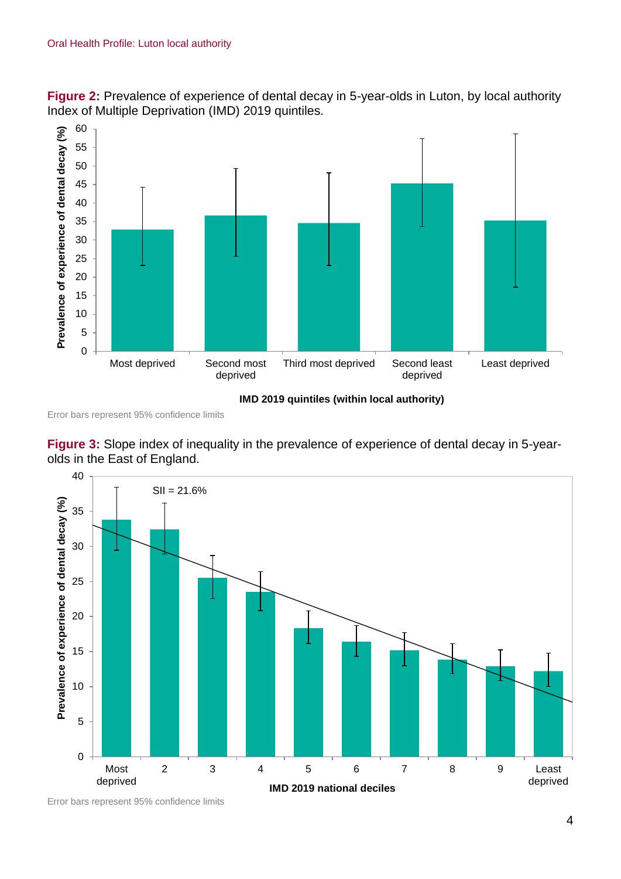**Figure 2:** Prevalence of experience of dental decay in 5-year-olds in Luton, by local authority Index of Multiple Deprivation (IMD) 2019 quintiles.

Error bars represent 95% confidence limits

**Figure 3:** Slope index of inequality in the prevalence of experience of dental decay in 5-year-olds in the East of England.

Error bars represent 95% confidence limits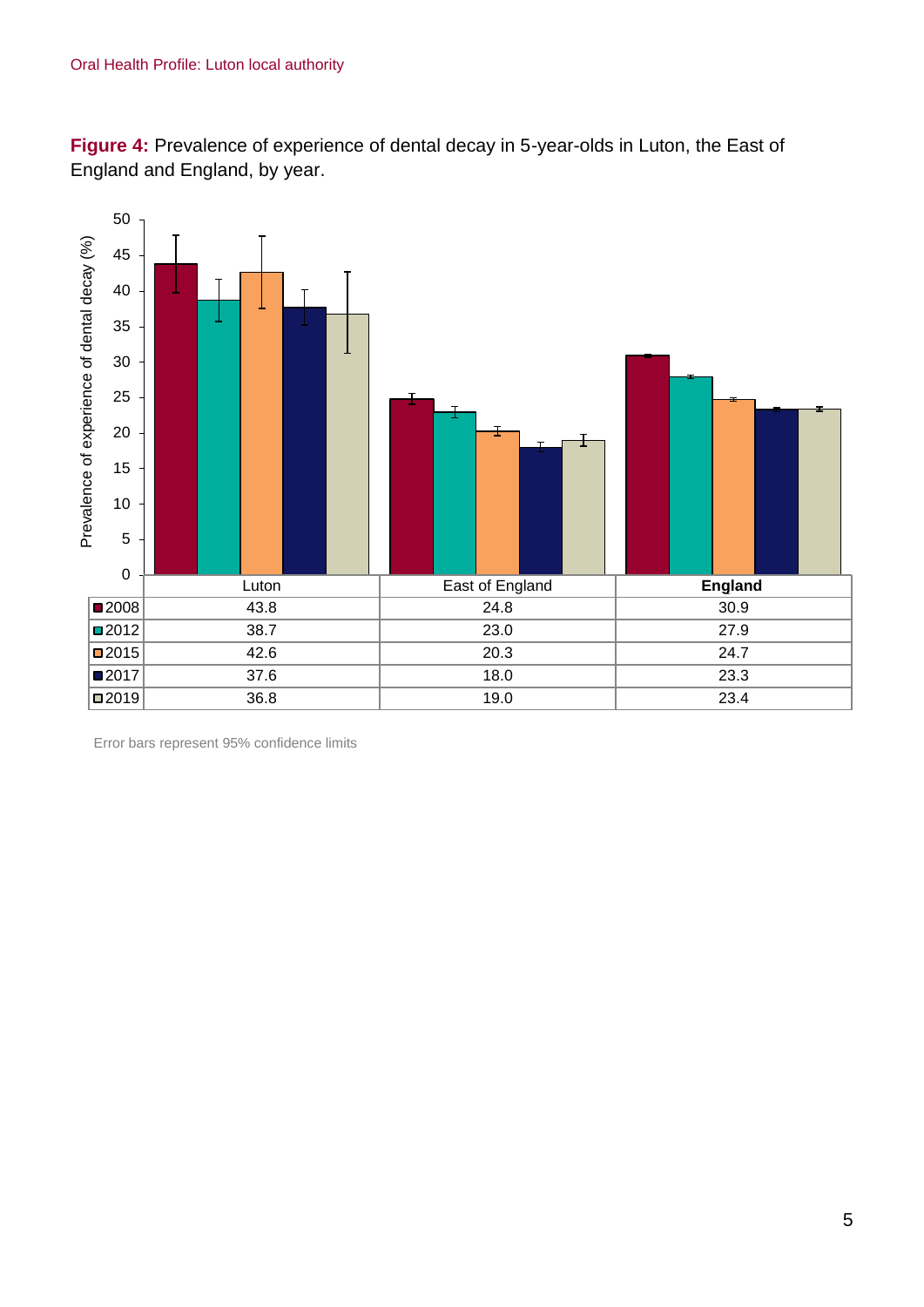**Figure 4:** Prevalence of experience of dental decay in 5-year-olds in Luton, the East of England and England, by year.

| | Luton | East of England | England |
|---|---|---|---|
| 2008 | 43.8 | 24.8 | 30.9 |
| 2012 | 38.7 | 23.0 | 27.9 |
| 2015 | 42.6 | 20.3 | 24.7 |
| 2017 | 37.6 | 18.0 | 23.3 |
| 2019 | 36.8 | 19.0 | 23.4 |

Error bars represent 95% confidence limits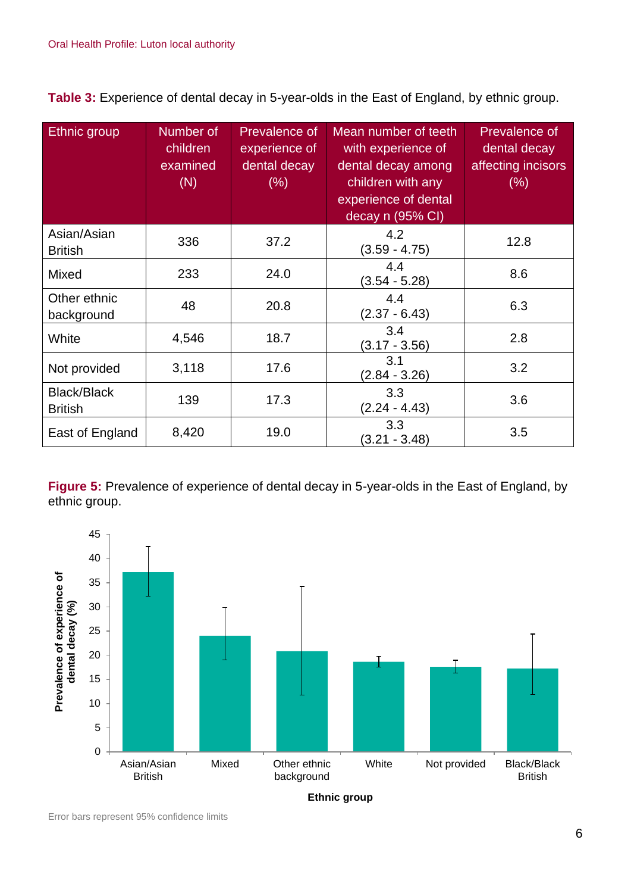**Table 3:** Experience of dental decay in 5-year-olds in the East of England, by ethnic group.

| Ethnic group | Number of children examined (N) | Prevalence of experience of dental decay (%) | Mean number of teeth with experience of dental decay among children with any experience of dental decay n (95% CI) | Prevalence of dental decay affecting incisors (%) |
|---|---|---|---|---|
| Asian/Asian British | 336 | 37.2 | 4.2 (3.59 - 4.75) | 12.8 |
| Mixed | 233 | 24.0 | 4.4 (3.54 - 5.28) | 8.6 |
| Other ethnic background | 48 | 20.8 | 4.4 (2.37 - 6.43) | 6.3 |
| White | 4,546 | 18.7 | 3.4 (3.17 - 3.56) | 2.8 |
| Not provided | 3,118 | 17.6 | 3.1 (2.84 - 3.26) | 3.2 |
| Black/Black British | 139 | 17.3 | 3.3 (2.24 - 4.43) | 3.6 |
| East of England | 8,420 | 19.0 | 3.3 (3.21 - 3.48) | 3.5 |

**Figure 5:** Prevalence of experience of dental decay in 5-year-olds in the East of England, by ethnic group.

Error bars represent 95% confidence limits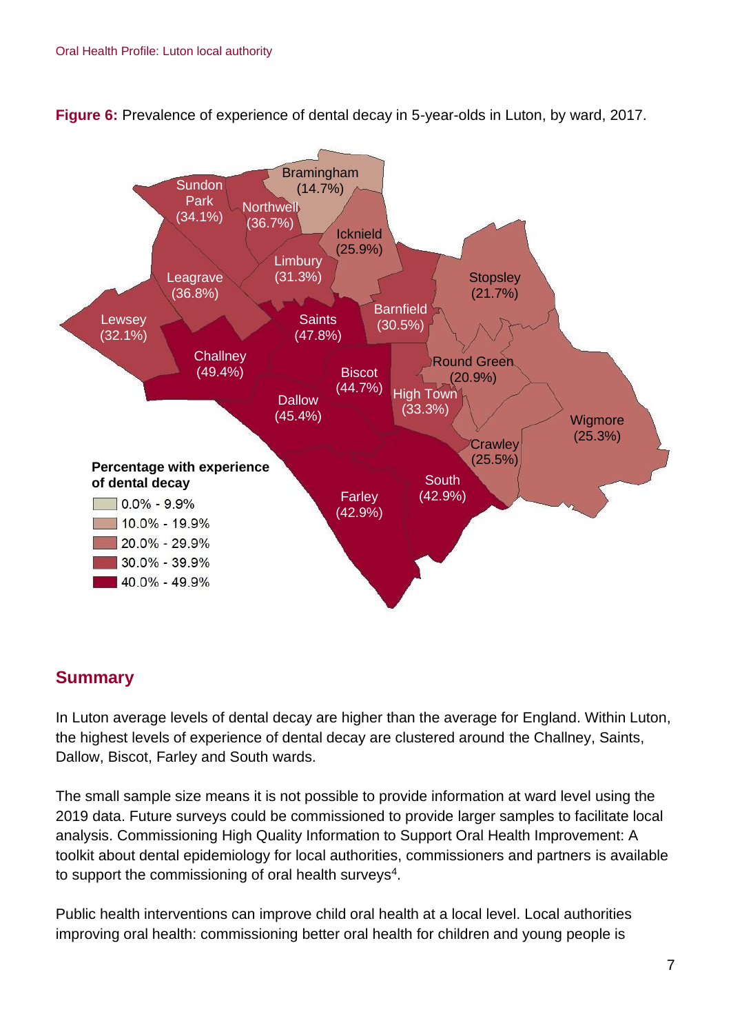**Figure 6:** Prevalence of experience of dental decay in 5-year-olds in Luton, by ward, 2017.

## Summary

In Luton average levels of dental decay are higher than the average for England. Within Luton, the highest levels of experience of dental decay are clustered around the Challney, Saints, Dallow, Biscot, Farley and South wards.

The small sample size means it is not possible to provide information at ward level using the 2019 data. Future surveys could be commissioned to provide larger samples to facilitate local analysis. Commissioning High Quality Information to Support Oral Health Improvement: A toolkit about dental epidemiology for local authorities, commissioners and partners is available to support the commissioning of oral health surveys[4].

Public health interventions can improve child oral health at a local level. Local authorities improving oral health: commissioning better oral health for children and young people is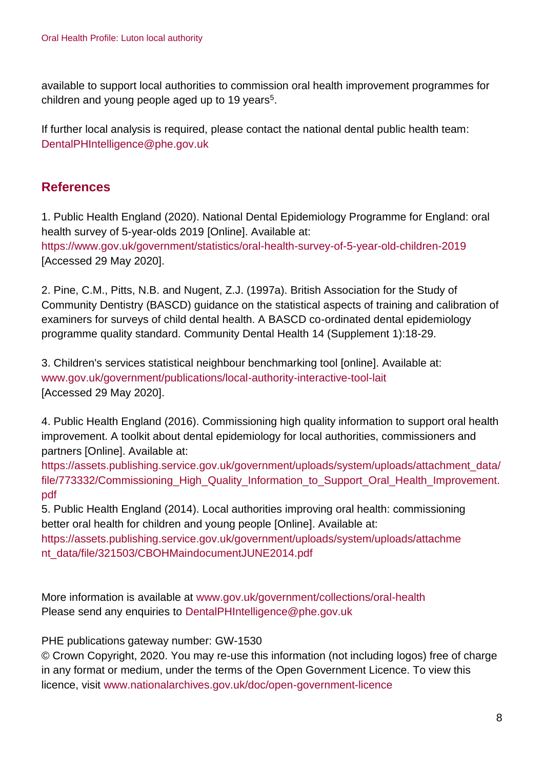available to support local authorities to commission oral health improvement programmes for children and young people aged up to 19 years[5].

If further local analysis is required, please contact the national dental public health team: DentalPHIntelligence@phe.gov.uk

## References

1. Public Health England (2020). National Dental Epidemiology Programme for England: oral health survey of 5-year-olds 2019 [Online]. Available at: https://www.gov.uk/government/statistics/oral-health-survey-of-5-year-old-children-2019 [Accessed 29 May 2020].

2. Pine, C.M., Pitts, N.B. and Nugent, Z.J. (1997a). British Association for the Study of Community Dentistry (BASCD) guidance on the statistical aspects of training and calibration of examiners for surveys of child dental health. A BASCD co-ordinated dental epidemiology programme quality standard. Community Dental Health 14 (Supplement 1):18-29.

3. Children's services statistical neighbour benchmarking tool [online]. Available at: www.gov.uk/government/publications/local-authority-interactive-tool-lait [Accessed 29 May 2020].

4. Public Health England (2016). Commissioning high quality information to support oral health improvement. A toolkit about dental epidemiology for local authorities, commissioners and partners [Online]. Available at: https://assets.publishing.service.gov.uk/government/uploads/system/uploads/attachment_data/file/773332/Commissioning_High_Quality_Information_to_Support_Oral_Health_Improvement.pdf

5. Public Health England (2014). Local authorities improving oral health: commissioning better oral health for children and young people [Online]. Available at: https://assets.publishing.service.gov.uk/government/uploads/system/uploads/attachment_data/file/321503/CBOHMaindocumentJUNE2014.pdf

More information is available at www.gov.uk/government/collections/oral-health
Please send any enquiries to DentalPHIntelligence@phe.gov.uk

PHE publications gateway number: GW-1530
© Crown Copyright, 2020. You may re-use this information (not including logos) free of charge in any format or medium, under the terms of the Open Government Licence. To view this licence, visit www.nationalarchives.gov.uk/doc/open-government-licence